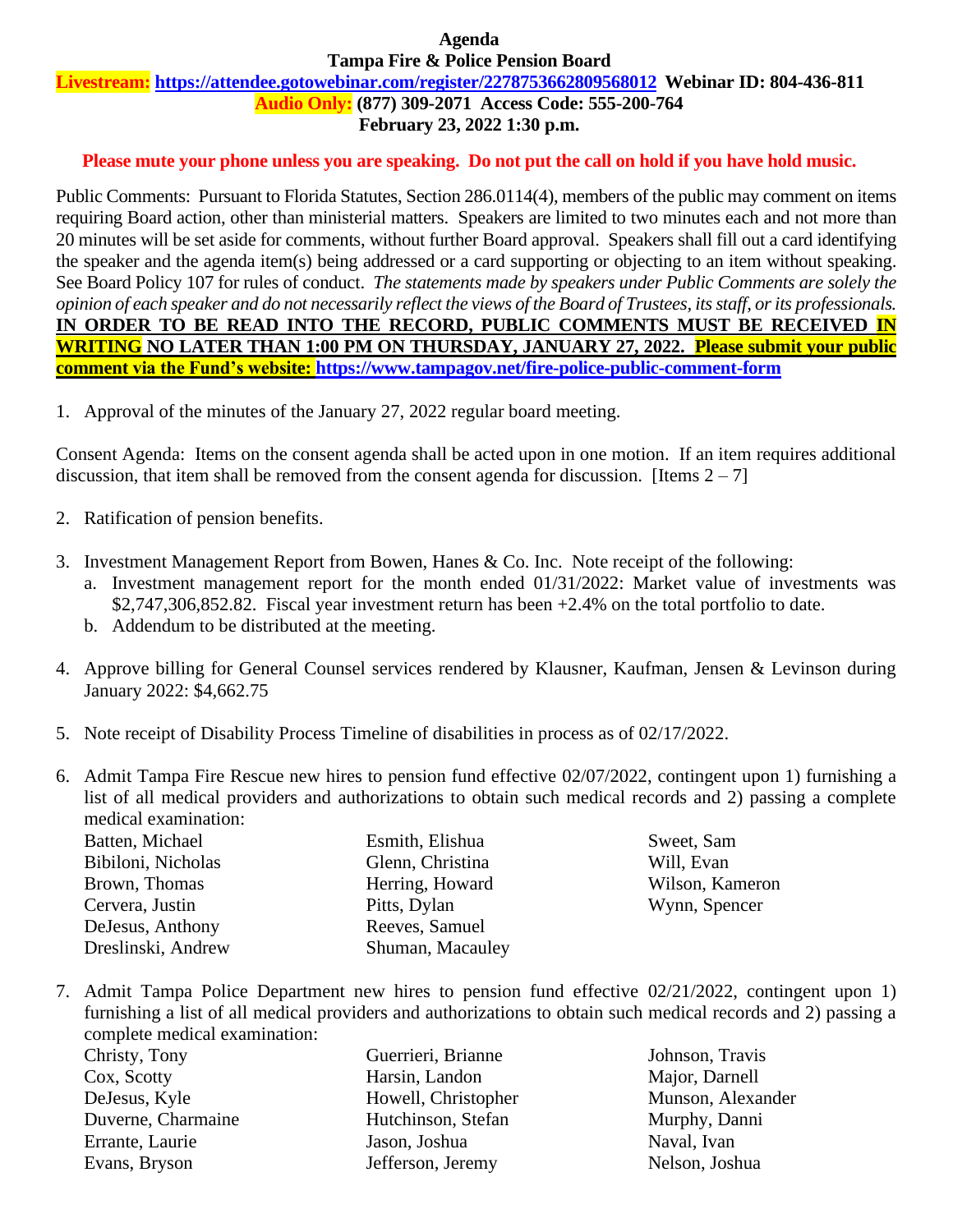**Agenda**

**Tampa Fire & Police Pension Board**

**Livestream: https://attendee.gotowebinar.com/register/2278753662809568012 Webinar ID: 804-436-811**

**Audio Only: (877) 309-2071 Access Code: 555-200-764**

**February 23, 2022 1:30 p.m.**

**Please mute your phone unless you are speaking. Do not put the call on hold if you have hold music.**

Public Comments: Pursuant to Florida Statutes, Section 286.0114(4), members of the public may comment on items requiring Board action, other than ministerial matters. Speakers are limited to two minutes each and not more than 20 minutes will be set aside for comments, without further Board approval. Speakers shall fill out a card identifying the speaker and the agenda item(s) being addressed or a card supporting or objecting to an item without speaking. See Board Policy 107 for rules of conduct. *The statements made by speakers under Public Comments are solely the opinion of each speaker and do not necessarily reflect the views of the Board of Trustees, its staff, or its professionals.* **IN ORDER TO BE READ INTO THE RECORD, PUBLIC COMMENTS MUST BE RECEIVED IN WRITING NO LATER THAN 1:00 PM ON THURSDAY, JANUARY 27, 2022. Please submit your public comment via the Fund's website: https://www.tampagov.net/fire-police-public-comment-form**

1. Approval of the minutes of the January 27, 2022 regular board meeting.

Consent Agenda: Items on the consent agenda shall be acted upon in one motion. If an item requires additional discussion, that item shall be removed from the consent agenda for discussion. [Items 2 – 7]

2. Ratification of pension benefits.

3. Investment Management Report from Bowen, Hanes & Co. Inc. Note receipt of the following:
   a. Investment management report for the month ended 01/31/2022: Market value of investments was $2,747,306,852.82. Fiscal year investment return has been +2.4% on the total portfolio to date.
   b. Addendum to be distributed at the meeting.

4. Approve billing for General Counsel services rendered by Klausner, Kaufman, Jensen & Levinson during January 2022: $4,662.75

5. Note receipt of Disability Process Timeline of disabilities in process as of 02/17/2022.

6. Admit Tampa Fire Rescue new hires to pension fund effective 02/07/2022, contingent upon 1) furnishing a list of all medical providers and authorizations to obtain such medical records and 2) passing a complete medical examination:

| | | |
|---|---|---|
| Batten, Michael | Esmith, Elishua | Sweet, Sam |
| Bibiloni, Nicholas | Glenn, Christina | Will, Evan |
| Brown, Thomas | Herring, Howard | Wilson, Kameron |
| Cervera, Justin | Pitts, Dylan | Wynn, Spencer |
| DeJesus, Anthony | Reeves, Samuel | |
| Dreslinski, Andrew | Shuman, Macauley | |

7. Admit Tampa Police Department new hires to pension fund effective 02/21/2022, contingent upon 1) furnishing a list of all medical providers and authorizations to obtain such medical records and 2) passing a complete medical examination:

| | | |
|---|---|---|
| Christy, Tony | Guerrieri, Brianne | Johnson, Travis |
| Cox, Scotty | Harsin, Landon | Major, Darnell |
| DeJesus, Kyle | Howell, Christopher | Munson, Alexander |
| Duverne, Charmaine | Hutchinson, Stefan | Murphy, Danni |
| Errante, Laurie | Jason, Joshua | Naval, Ivan |
| Evans, Bryson | Jefferson, Jeremy | Nelson, Joshua |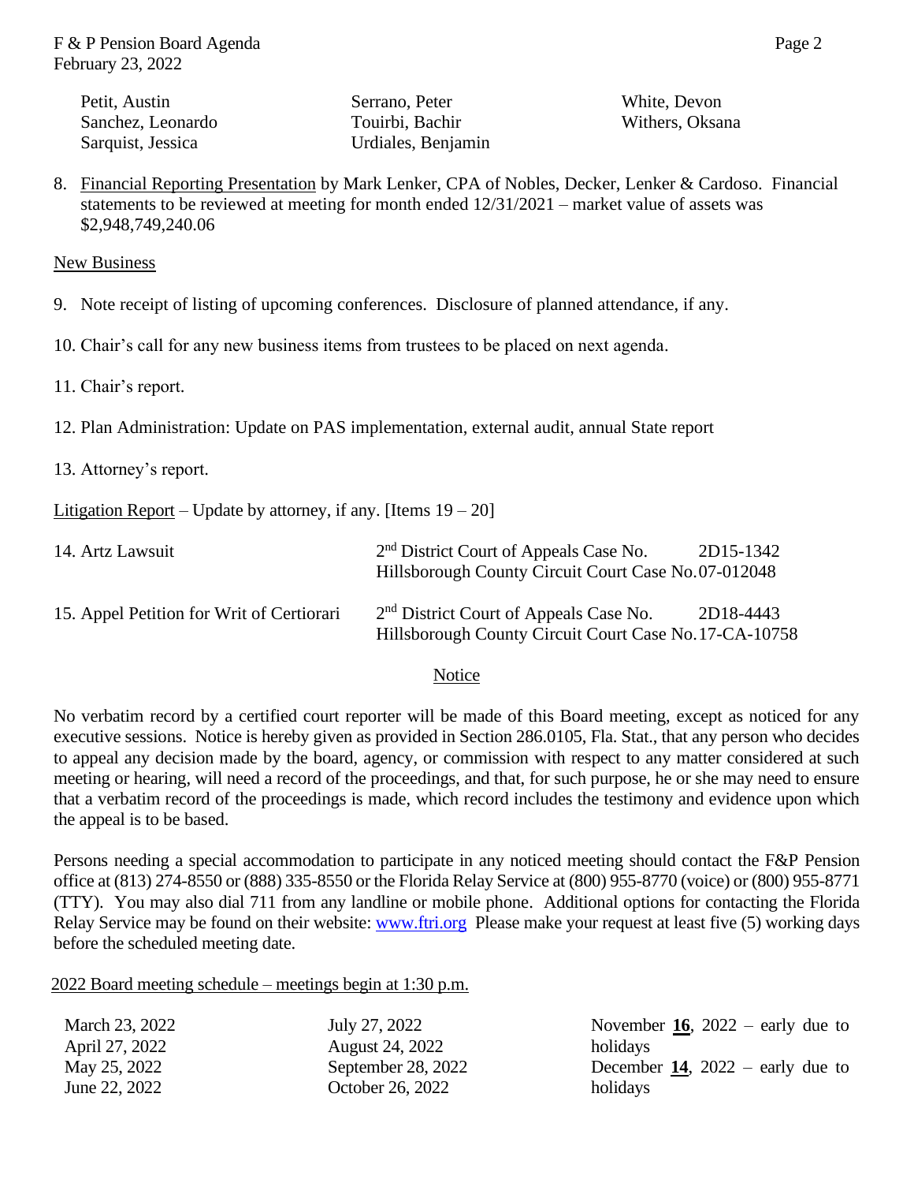| | | |
|---|---|---|
| Petit, Austin | Serrano, Peter | White, Devon |
| Sanchez, Leonardo | Touirbi, Bachir | Withers, Oksana |
| Sarquist, Jessica | Urdiales, Benjamin | |

8. Financial Reporting Presentation by Mark Lenker, CPA of Nobles, Decker, Lenker & Cardoso. Financial statements to be reviewed at meeting for month ended 12/31/2021 – market value of assets was $2,948,749,240.06

New Business

9. Note receipt of listing of upcoming conferences. Disclosure of planned attendance, if any.

10. Chair's call for any new business items from trustees to be placed on next agenda.

11. Chair's report.

12. Plan Administration: Update on PAS implementation, external audit, annual State report

13. Attorney's report.

Litigation Report – Update by attorney, if any. [Items 19 – 20]

| | | |
|---|---|---|
| 14. Artz Lawsuit | 2nd District Court of Appeals Case No. | 2D15-1342 |
| | Hillsborough County Circuit Court Case No. | 07-012048 |
| 15. Appel Petition for Writ of Certiorari | 2nd District Court of Appeals Case No. | 2D18-4443 |
| | Hillsborough County Circuit Court Case No. | 17-CA-10758 |

Notice

No verbatim record by a certified court reporter will be made of this Board meeting, except as noticed for any executive sessions. Notice is hereby given as provided in Section 286.0105, Fla. Stat., that any person who decides to appeal any decision made by the board, agency, or commission with respect to any matter considered at such meeting or hearing, will need a record of the proceedings, and that, for such purpose, he or she may need to ensure that a verbatim record of the proceedings is made, which record includes the testimony and evidence upon which the appeal is to be based.

Persons needing a special accommodation to participate in any noticed meeting should contact the F&P Pension office at (813) 274-8550 or (888) 335-8550 or the Florida Relay Service at (800) 955-8770 (voice) or (800) 955-8771 (TTY). You may also dial 711 from any landline or mobile phone. Additional options for contacting the Florida Relay Service may be found on their website: www.ftri.org Please make your request at least five (5) working days before the scheduled meeting date.

2022 Board meeting schedule – meetings begin at 1:30 p.m.

| | | |
|---|---|---|
| March 23, 2022 | July 27, 2022 | November **16**, 2022 – early due to holidays |
| April 27, 2022 | August 24, 2022 | December **14**, 2022 – early due to holidays |
| May 25, 2022 | September 28, 2022 | |
| June 22, 2022 | October 26, 2022 | |